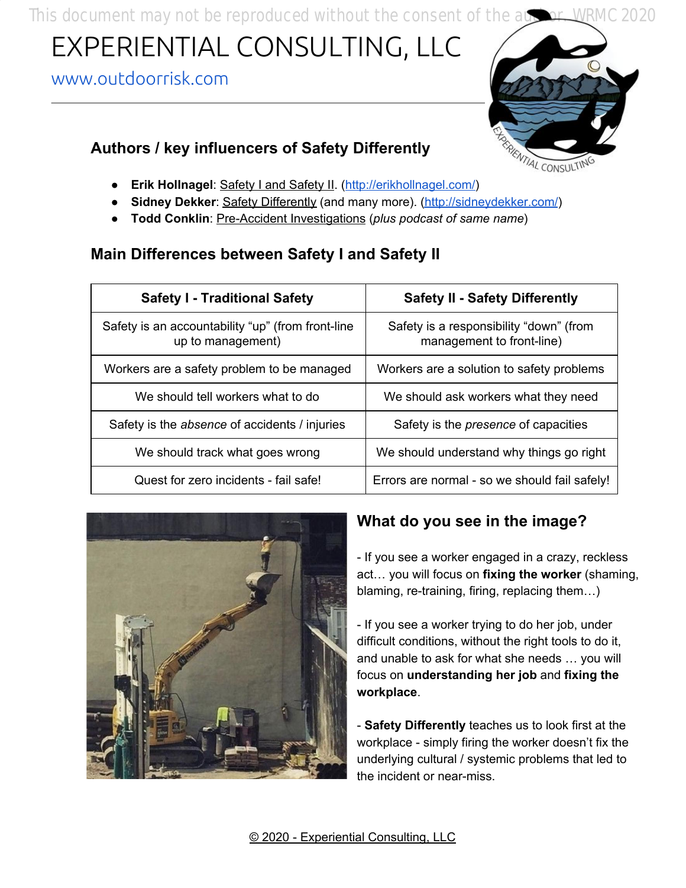This document may not be reproduced without the consent of the author. WRMC 2020

# EXPERIENTIAL CONSULTING, LLC

www.outdoorrisk.com

## Authors / key influencers of Safety Differently

- **Erik Hollnagel**: Safety I and Safety II. (http://erikhollnagel.com/)
- **Sidney Dekker**: Safety Differently (and many more). (http://sidneydekker.com/)
- **Todd Conklin**: Pre-Accident Investigations (*plus podcast of same name*)

## Main Differences between Safety I and Safety II

| Safety I - Traditional Safety | Safety II - Safety Differently |
|---|---|
| Safety is an accountability "up" (from front-line up to management) | Safety is a responsibility "down" (from management to front-line) |
| Workers are a safety problem to be managed | Workers are a solution to safety problems |
| We should tell workers what to do | We should ask workers what they need |
| Safety is the *absence* of accidents / injuries | Safety is the *presence* of capacities |
| We should track what goes wrong | We should understand why things go right |
| Quest for zero incidents - fail safe! | Errors are normal - so we should fail safely! |

## What do you see in the image?

- If you see a worker engaged in a crazy, reckless act… you will focus on **fixing the worker** (shaming, blaming, re-training, firing, replacing them…)

- If you see a worker trying to do her job, under difficult conditions, without the right tools to do it, and unable to ask for what she needs … you will focus on **understanding her job** and **fixing the workplace**.

- **Safety Differently** teaches us to look first at the workplace - simply firing the worker doesn't fix the underlying cultural / systemic problems that led to the incident or near-miss.

© 2020 - Experiential Consulting, LLC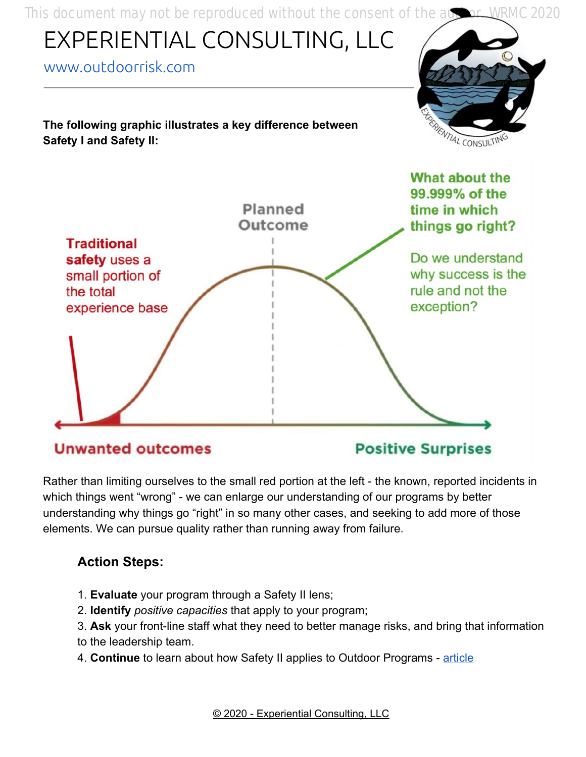# EXPERIENTIAL CONSULTING, LLC

www.outdoorrisk.com

**The following graphic illustrates a key difference between Safety I and Safety II:**

Planned Outcome

**Traditional safety** uses a small portion of the total experience base

**What about the 99.999% of the time in which things go right?**

Do we understand why success is the rule and not the exception?

Unwanted outcomes

Positive Surprises

Rather than limiting ourselves to the small red portion at the left - the known, reported incidents in which things went "wrong" - we can enlarge our understanding of our programs by better understanding why things go "right" in so many other cases, and seeking to add more of those elements. We can pursue quality rather than running away from failure.

## Action Steps:

1. **Evaluate** your program through a Safety II lens;
2. **Identify** *positive capacities* that apply to your program;
3. **Ask** your front-line staff what they need to better manage risks, and bring that information to the leadership team.
4. **Continue** to learn about how Safety II applies to Outdoor Programs - article

© 2020 - Experiential Consulting, LLC